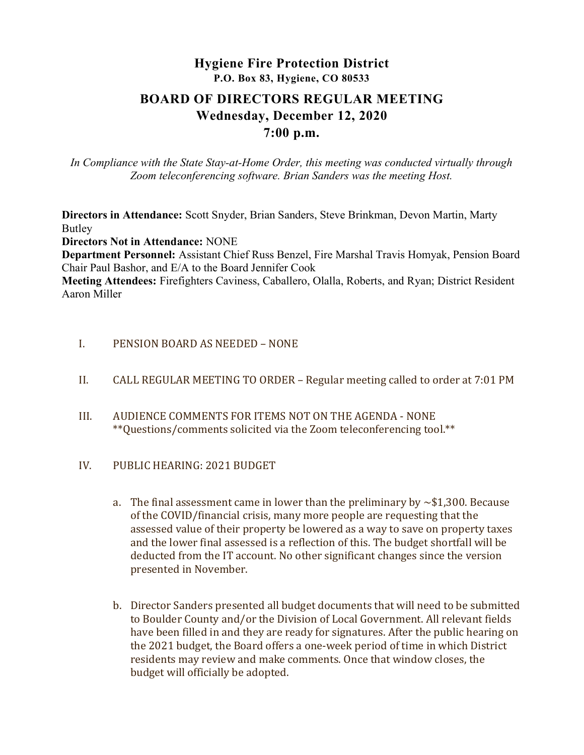# Hygiene Fire Protection District

**P.O. Box 83, Hygiene, CO 80533**

## BOARD OF DIRECTORS REGULAR MEETING

## Wednesday, December 12, 2020

## 7:00 p.m.

*In Compliance with the State Stay-at-Home Order, this meeting was conducted virtually through Zoom teleconferencing software. Brian Sanders was the meeting Host.*

**Directors in Attendance:** Scott Snyder, Brian Sanders, Steve Brinkman, Devon Martin, Marty Butley

**Directors Not in Attendance:** NONE

**Department Personnel:** Assistant Chief Russ Benzel, Fire Marshal Travis Homyak, Pension Board Chair Paul Bashor, and E/A to the Board Jennifer Cook

**Meeting Attendees:** Firefighters Caviness, Caballero, Olalla, Roberts, and Ryan; District Resident Aaron Miller

I. PENSION BOARD AS NEEDED – NONE

II. CALL REGULAR MEETING TO ORDER – Regular meeting called to order at 7:01 PM

III. AUDIENCE COMMENTS FOR ITEMS NOT ON THE AGENDA - NONE
**Questions/comments solicited via the Zoom teleconferencing tool.**

IV. PUBLIC HEARING: 2021 BUDGET

a. The final assessment came in lower than the preliminary by ~$1,300. Because of the COVID/financial crisis, many more people are requesting that the assessed value of their property be lowered as a way to save on property taxes and the lower final assessed is a reflection of this. The budget shortfall will be deducted from the IT account. No other significant changes since the version presented in November.

b. Director Sanders presented all budget documents that will need to be submitted to Boulder County and/or the Division of Local Government. All relevant fields have been filled in and they are ready for signatures. After the public hearing on the 2021 budget, the Board offers a one-week period of time in which District residents may review and make comments. Once that window closes, the budget will officially be adopted.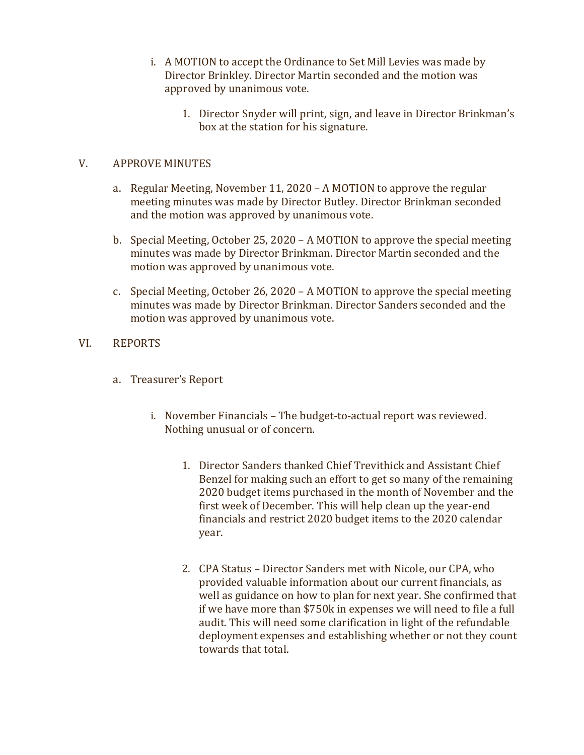i. A MOTION to accept the Ordinance to Set Mill Levies was made by Director Brinkley. Director Martin seconded and the motion was approved by unanimous vote.

    1. Director Snyder will print, sign, and leave in Director Brinkman's box at the station for his signature.

V. APPROVE MINUTES

a. Regular Meeting, November 11, 2020 – A MOTION to approve the regular meeting minutes was made by Director Butley. Director Brinkman seconded and the motion was approved by unanimous vote.

b. Special Meeting, October 25, 2020 – A MOTION to approve the special meeting minutes was made by Director Brinkman. Director Martin seconded and the motion was approved by unanimous vote.

c. Special Meeting, October 26, 2020 – A MOTION to approve the special meeting minutes was made by Director Brinkman. Director Sanders seconded and the motion was approved by unanimous vote.

VI. REPORTS

a. Treasurer's Report

    i. November Financials – The budget-to-actual report was reviewed. Nothing unusual or of concern.

        1. Director Sanders thanked Chief Trevithick and Assistant Chief Benzel for making such an effort to get so many of the remaining 2020 budget items purchased in the month of November and the first week of December. This will help clean up the year-end financials and restrict 2020 budget items to the 2020 calendar year.

        2. CPA Status – Director Sanders met with Nicole, our CPA, who provided valuable information about our current financials, as well as guidance on how to plan for next year. She confirmed that if we have more than $750k in expenses we will need to file a full audit. This will need some clarification in light of the refundable deployment expenses and establishing whether or not they count towards that total.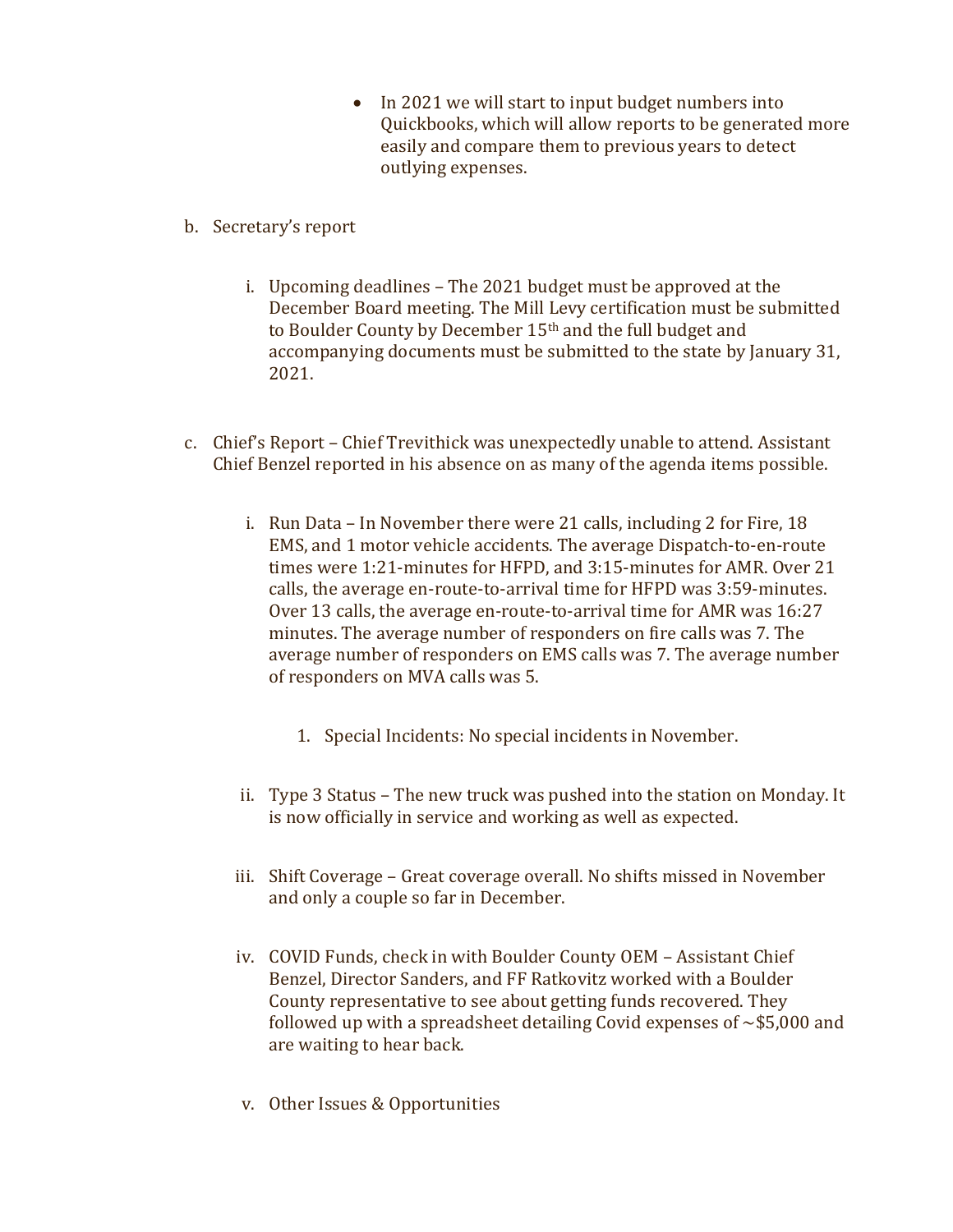- In 2021 we will start to input budget numbers into Quickbooks, which will allow reports to be generated more easily and compare them to previous years to detect outlying expenses.

b. Secretary's report

   i. Upcoming deadlines – The 2021 budget must be approved at the December Board meeting. The Mill Levy certification must be submitted to Boulder County by December 15th and the full budget and accompanying documents must be submitted to the state by January 31, 2021.

c. Chief's Report – Chief Trevithick was unexpectedly unable to attend. Assistant Chief Benzel reported in his absence on as many of the agenda items possible.

   i. Run Data – In November there were 21 calls, including 2 for Fire, 18 EMS, and 1 motor vehicle accidents. The average Dispatch-to-en-route times were 1:21-minutes for HFPD, and 3:15-minutes for AMR. Over 21 calls, the average en-route-to-arrival time for HFPD was 3:59-minutes. Over 13 calls, the average en-route-to-arrival time for AMR was 16:27 minutes. The average number of responders on fire calls was 7. The average number of responders on EMS calls was 7. The average number of responders on MVA calls was 5.

      1. Special Incidents: No special incidents in November.

   ii. Type 3 Status – The new truck was pushed into the station on Monday. It is now officially in service and working as well as expected.

   iii. Shift Coverage – Great coverage overall. No shifts missed in November and only a couple so far in December.

   iv. COVID Funds, check in with Boulder County OEM – Assistant Chief Benzel, Director Sanders, and FF Ratkovitz worked with a Boulder County representative to see about getting funds recovered. They followed up with a spreadsheet detailing Covid expenses of ~$5,000 and are waiting to hear back.

   v. Other Issues & Opportunities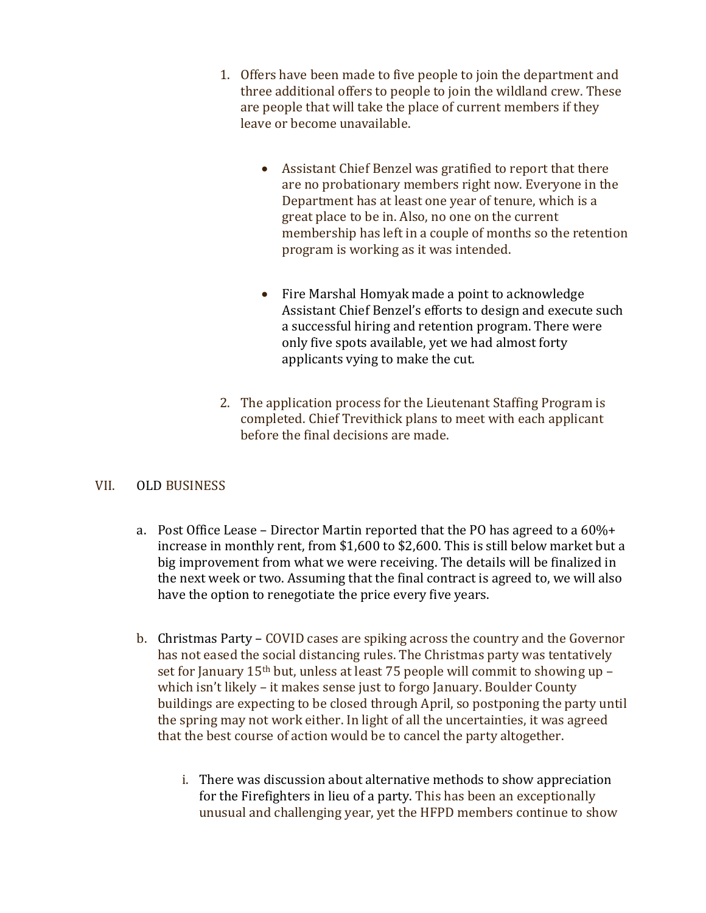1. Offers have been made to five people to join the department and three additional offers to people to join the wildland crew. These are people that will take the place of current members if they leave or become unavailable.

    - Assistant Chief Benzel was gratified to report that there are no probationary members right now. Everyone in the Department has at least one year of tenure, which is a great place to be in. Also, no one on the current membership has left in a couple of months so the retention program is working as it was intended.

    - Fire Marshal Homyak made a point to acknowledge Assistant Chief Benzel's efforts to design and execute such a successful hiring and retention program. There were only five spots available, yet we had almost forty applicants vying to make the cut.

2. The application process for the Lieutenant Staffing Program is completed. Chief Trevithick plans to meet with each applicant before the final decisions are made.

## VII. OLD BUSINESS

a. Post Office Lease – Director Martin reported that the PO has agreed to a 60%+ increase in monthly rent, from $1,600 to $2,600. This is still below market but a big improvement from what we were receiving. The details will be finalized in the next week or two. Assuming that the final contract is agreed to, we will also have the option to renegotiate the price every five years.

b. Christmas Party – COVID cases are spiking across the country and the Governor has not eased the social distancing rules. The Christmas party was tentatively set for January 15th but, unless at least 75 people will commit to showing up – which isn't likely – it makes sense just to forgo January. Boulder County buildings are expecting to be closed through April, so postponing the party until the spring may not work either. In light of all the uncertainties, it was agreed that the best course of action would be to cancel the party altogether.

    i. There was discussion about alternative methods to show appreciation for the Firefighters in lieu of a party. This has been an exceptionally unusual and challenging year, yet the HFPD members continue to show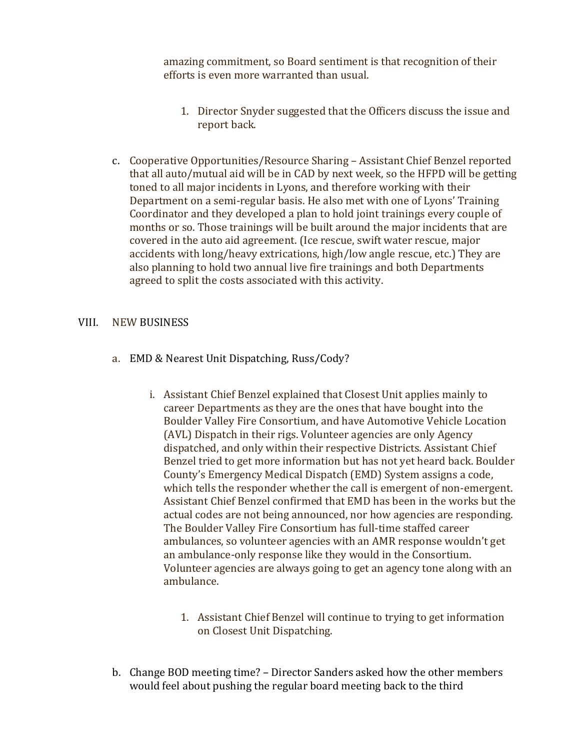amazing commitment, so Board sentiment is that recognition of their efforts is even more warranted than usual.

1. Director Snyder suggested that the Officers discuss the issue and report back.

c. Cooperative Opportunities/Resource Sharing – Assistant Chief Benzel reported that all auto/mutual aid will be in CAD by next week, so the HFPD will be getting toned to all major incidents in Lyons, and therefore working with their Department on a semi-regular basis. He also met with one of Lyons' Training Coordinator and they developed a plan to hold joint trainings every couple of months or so. Those trainings will be built around the major incidents that are covered in the auto aid agreement. (Ice rescue, swift water rescue, major accidents with long/heavy extrications, high/low angle rescue, etc.) They are also planning to hold two annual live fire trainings and both Departments agreed to split the costs associated with this activity.

VIII. NEW BUSINESS

a. EMD & Nearest Unit Dispatching, Russ/Cody?

i. Assistant Chief Benzel explained that Closest Unit applies mainly to career Departments as they are the ones that have bought into the Boulder Valley Fire Consortium, and have Automotive Vehicle Location (AVL) Dispatch in their rigs. Volunteer agencies are only Agency dispatched, and only within their respective Districts. Assistant Chief Benzel tried to get more information but has not yet heard back. Boulder County's Emergency Medical Dispatch (EMD) System assigns a code, which tells the responder whether the call is emergent of non-emergent. Assistant Chief Benzel confirmed that EMD has been in the works but the actual codes are not being announced, nor how agencies are responding. The Boulder Valley Fire Consortium has full-time staffed career ambulances, so volunteer agencies with an AMR response wouldn't get an ambulance-only response like they would in the Consortium. Volunteer agencies are always going to get an agency tone along with an ambulance.

1. Assistant Chief Benzel will continue to trying to get information on Closest Unit Dispatching.

b. Change BOD meeting time? – Director Sanders asked how the other members would feel about pushing the regular board meeting back to the third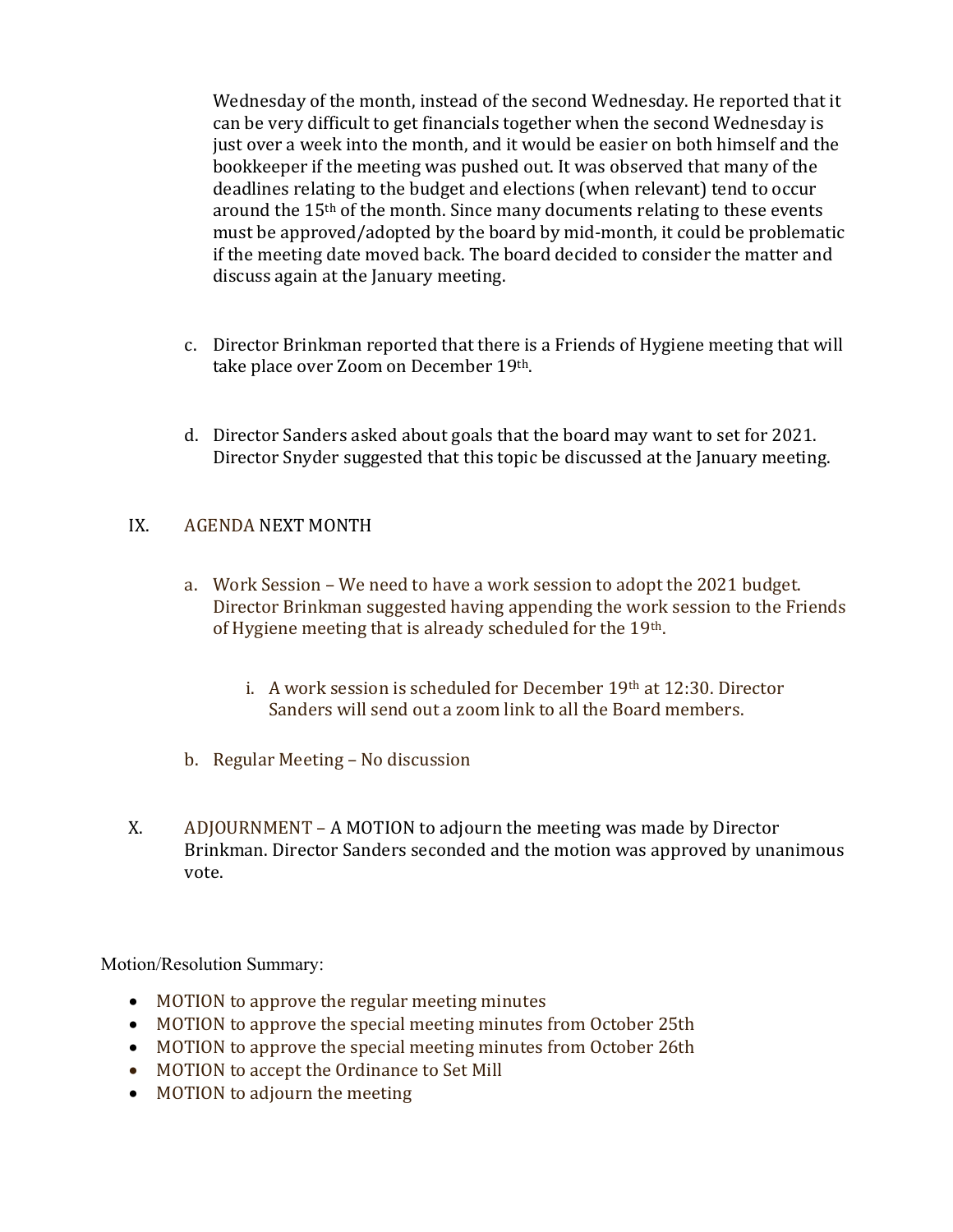Wednesday of the month, instead of the second Wednesday. He reported that it can be very difficult to get financials together when the second Wednesday is just over a week into the month, and it would be easier on both himself and the bookkeeper if the meeting was pushed out. It was observed that many of the deadlines relating to the budget and elections (when relevant) tend to occur around the 15th of the month. Since many documents relating to these events must be approved/adopted by the board by mid-month, it could be problematic if the meeting date moved back. The board decided to consider the matter and discuss again at the January meeting.

c. Director Brinkman reported that there is a Friends of Hygiene meeting that will take place over Zoom on December 19th.

d. Director Sanders asked about goals that the board may want to set for 2021. Director Snyder suggested that this topic be discussed at the January meeting.

IX. AGENDA NEXT MONTH

a. Work Session – We need to have a work session to adopt the 2021 budget. Director Brinkman suggested having appending the work session to the Friends of Hygiene meeting that is already scheduled for the 19th.

   i. A work session is scheduled for December 19th at 12:30. Director Sanders will send out a zoom link to all the Board members.

b. Regular Meeting – No discussion

X. ADJOURNMENT – A MOTION to adjourn the meeting was made by Director Brinkman. Director Sanders seconded and the motion was approved by unanimous vote.

Motion/Resolution Summary:

- MOTION to approve the regular meeting minutes
- MOTION to approve the special meeting minutes from October 25th
- MOTION to approve the special meeting minutes from October 26th
- MOTION to accept the Ordinance to Set Mill
- MOTION to adjourn the meeting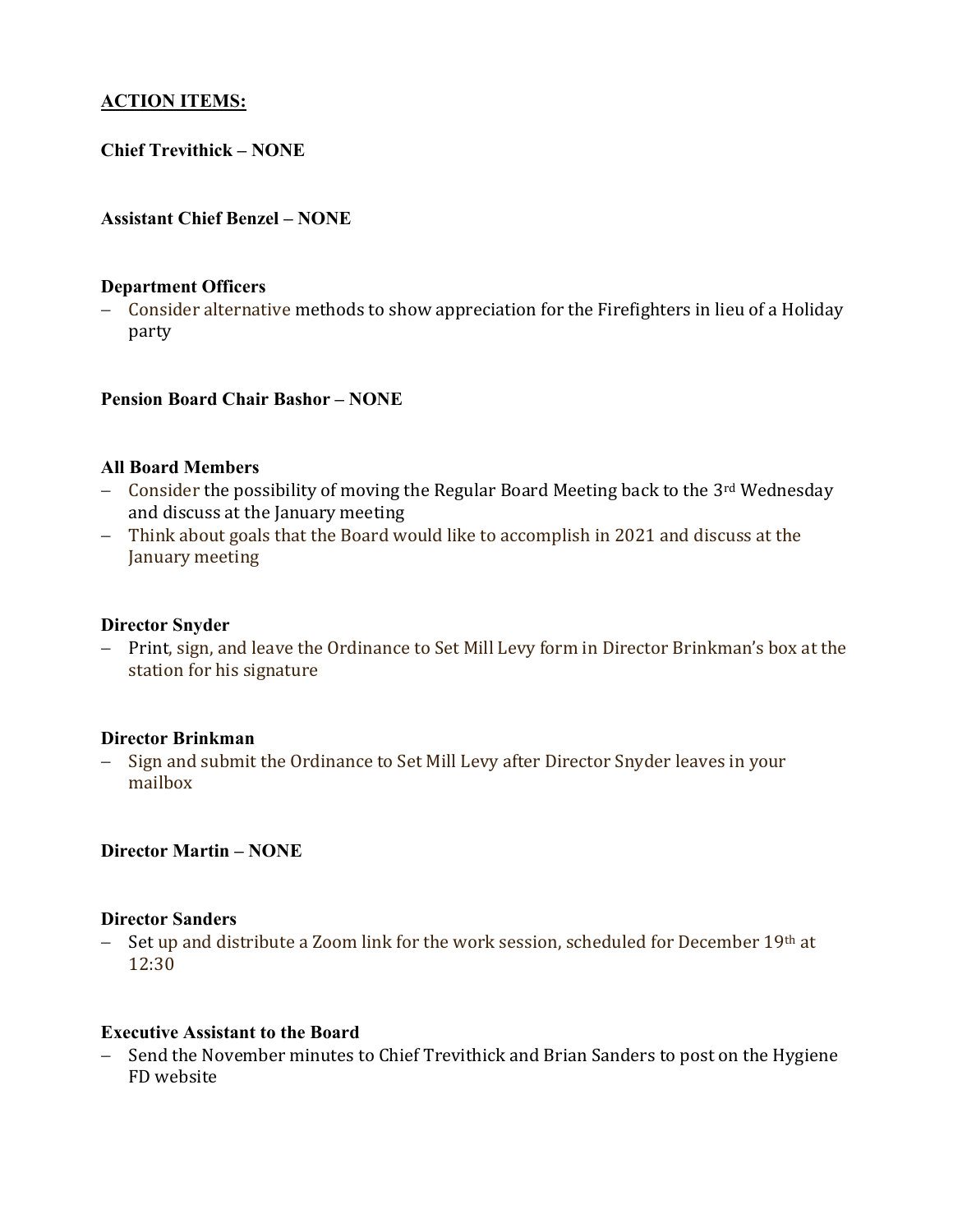## ACTION ITEMS:

**Chief Trevithick – NONE**

**Assistant Chief Benzel – NONE**

**Department Officers**

- Consider alternative methods to show appreciation for the Firefighters in lieu of a Holiday party

**Pension Board Chair Bashor – NONE**

**All Board Members**

- Consider the possibility of moving the Regular Board Meeting back to the 3rd Wednesday and discuss at the January meeting
- Think about goals that the Board would like to accomplish in 2021 and discuss at the January meeting

**Director Snyder**

- Print, sign, and leave the Ordinance to Set Mill Levy form in Director Brinkman's box at the station for his signature

**Director Brinkman**

- Sign and submit the Ordinance to Set Mill Levy after Director Snyder leaves in your mailbox

**Director Martin – NONE**

**Director Sanders**

- Set up and distribute a Zoom link for the work session, scheduled for December 19th at 12:30

**Executive Assistant to the Board**

- Send the November minutes to Chief Trevithick and Brian Sanders to post on the Hygiene FD website